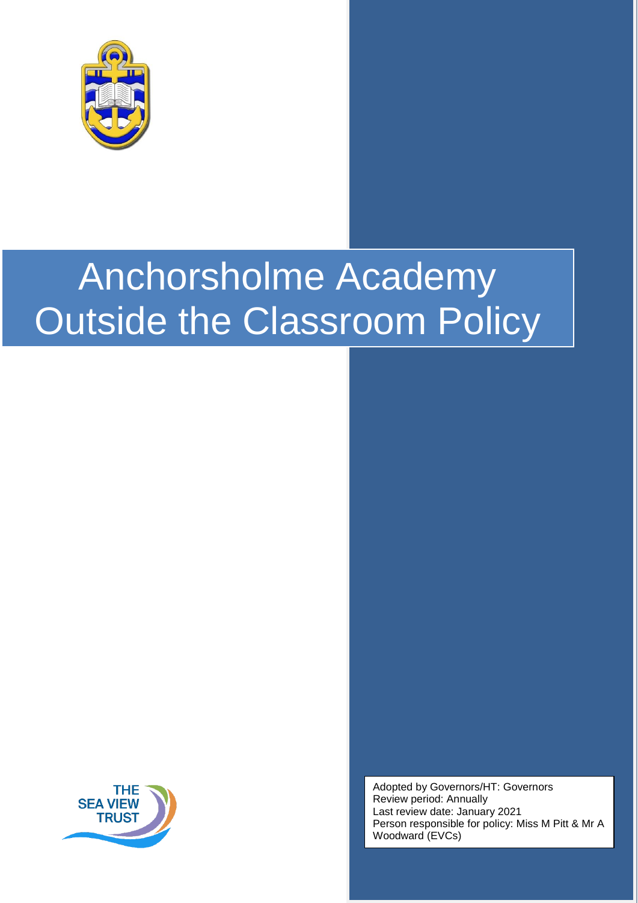# Anchorsholme Academy Outside the Classroom Policy

THE SEA VIEW TRUST

Adopted by Governors/HT: Governors
Review period: Annually
Last review date: January 2021
Person responsible for policy: Miss M Pitt & Mr A Woodward (EVCs)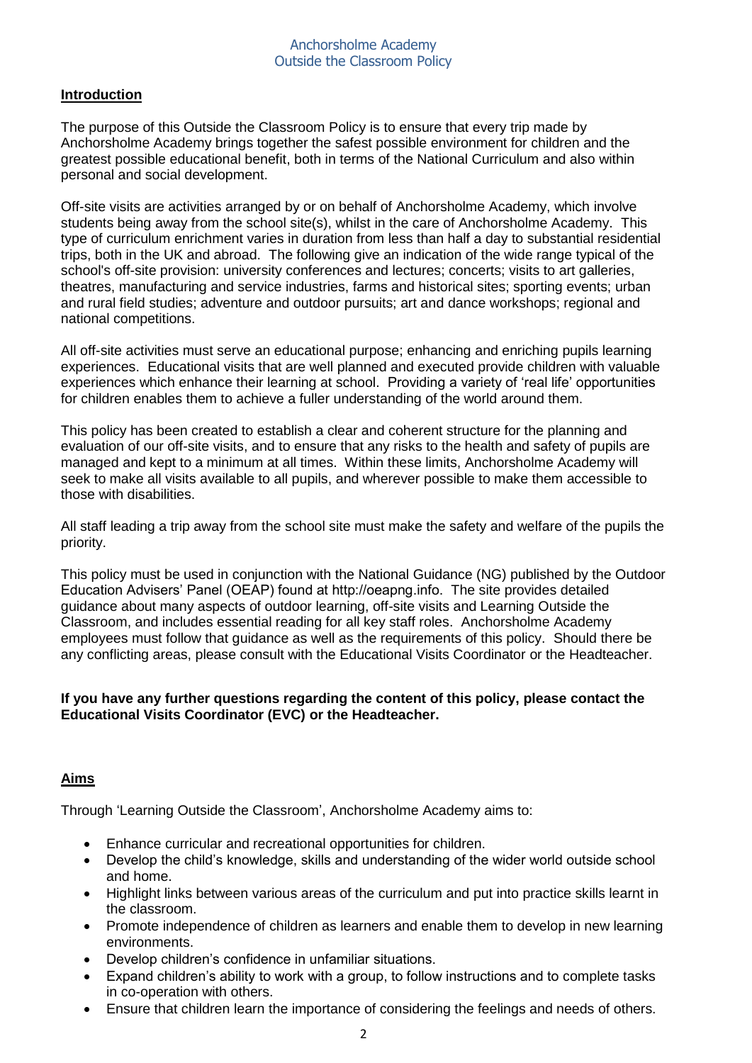## Introduction

The purpose of this Outside the Classroom Policy is to ensure that every trip made by Anchorsholme Academy brings together the safest possible environment for children and the greatest possible educational benefit, both in terms of the National Curriculum and also within personal and social development.

Off-site visits are activities arranged by or on behalf of Anchorsholme Academy, which involve students being away from the school site(s), whilst in the care of Anchorsholme Academy. This type of curriculum enrichment varies in duration from less than half a day to substantial residential trips, both in the UK and abroad. The following give an indication of the wide range typical of the school's off-site provision: university conferences and lectures; concerts; visits to art galleries, theatres, manufacturing and service industries, farms and historical sites; sporting events; urban and rural field studies; adventure and outdoor pursuits; art and dance workshops; regional and national competitions.

All off-site activities must serve an educational purpose; enhancing and enriching pupils learning experiences. Educational visits that are well planned and executed provide children with valuable experiences which enhance their learning at school. Providing a variety of 'real life' opportunities for children enables them to achieve a fuller understanding of the world around them.

This policy has been created to establish a clear and coherent structure for the planning and evaluation of our off-site visits, and to ensure that any risks to the health and safety of pupils are managed and kept to a minimum at all times. Within these limits, Anchorsholme Academy will seek to make all visits available to all pupils, and wherever possible to make them accessible to those with disabilities.

All staff leading a trip away from the school site must make the safety and welfare of the pupils the priority.

This policy must be used in conjunction with the National Guidance (NG) published by the Outdoor Education Advisers' Panel (OEAP) found at http://oeapng.info. The site provides detailed guidance about many aspects of outdoor learning, off-site visits and Learning Outside the Classroom, and includes essential reading for all key staff roles. Anchorsholme Academy employees must follow that guidance as well as the requirements of this policy. Should there be any conflicting areas, please consult with the Educational Visits Coordinator or the Headteacher.

**If you have any further questions regarding the content of this policy, please contact the Educational Visits Coordinator (EVC) or the Headteacher.**

## Aims

Through 'Learning Outside the Classroom', Anchorsholme Academy aims to:

- Enhance curricular and recreational opportunities for children.
- Develop the child's knowledge, skills and understanding of the wider world outside school and home.
- Highlight links between various areas of the curriculum and put into practice skills learnt in the classroom.
- Promote independence of children as learners and enable them to develop in new learning environments.
- Develop children's confidence in unfamiliar situations.
- Expand children's ability to work with a group, to follow instructions and to complete tasks in co-operation with others.
- Ensure that children learn the importance of considering the feelings and needs of others.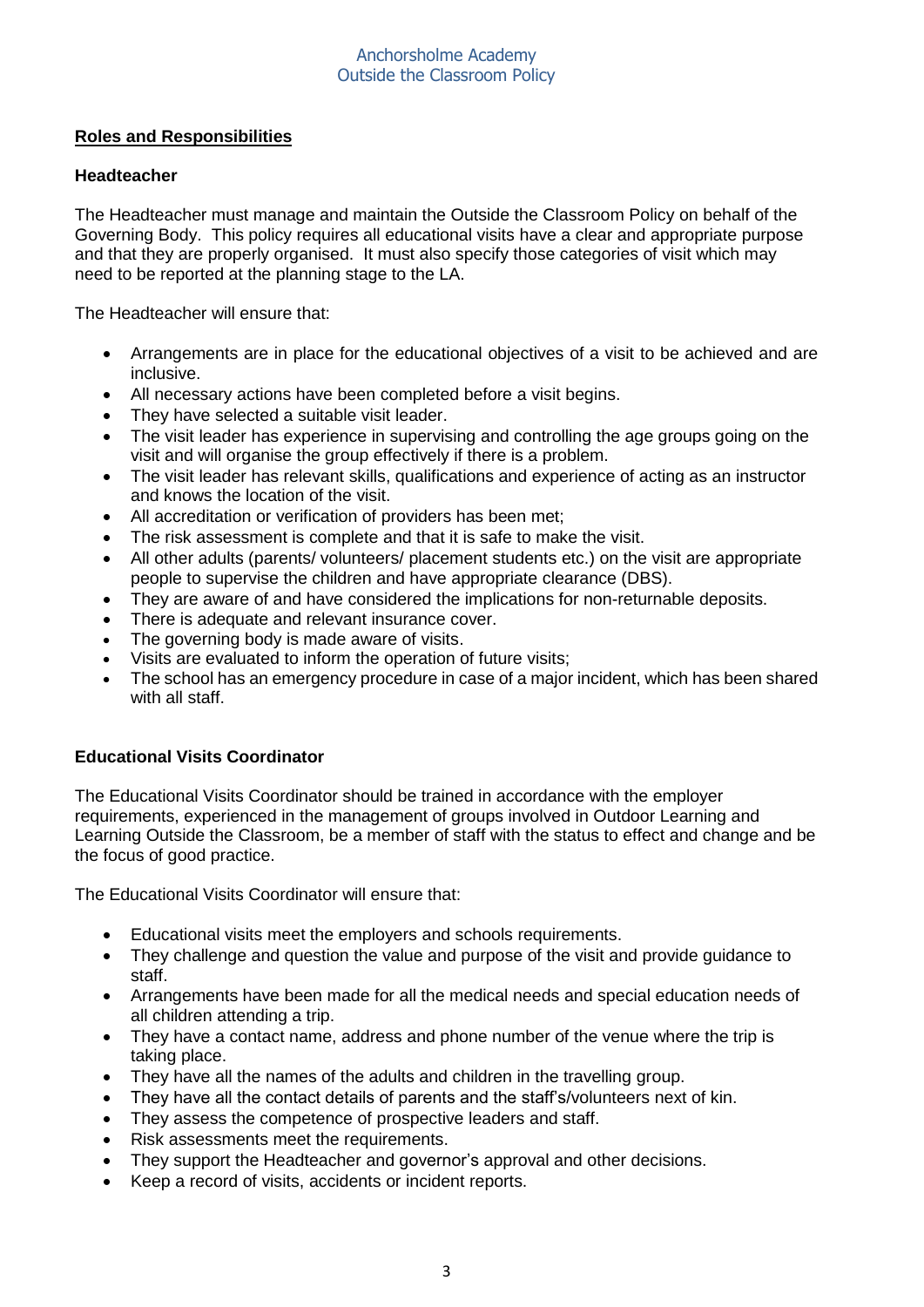## Roles and Responsibilities

### Headteacher

The Headteacher must manage and maintain the Outside the Classroom Policy on behalf of the Governing Body. This policy requires all educational visits have a clear and appropriate purpose and that they are properly organised. It must also specify those categories of visit which may need to be reported at the planning stage to the LA.

The Headteacher will ensure that:

- Arrangements are in place for the educational objectives of a visit to be achieved and are inclusive.
- All necessary actions have been completed before a visit begins.
- They have selected a suitable visit leader.
- The visit leader has experience in supervising and controlling the age groups going on the visit and will organise the group effectively if there is a problem.
- The visit leader has relevant skills, qualifications and experience of acting as an instructor and knows the location of the visit.
- All accreditation or verification of providers has been met;
- The risk assessment is complete and that it is safe to make the visit.
- All other adults (parents/ volunteers/ placement students etc.) on the visit are appropriate people to supervise the children and have appropriate clearance (DBS).
- They are aware of and have considered the implications for non-returnable deposits.
- There is adequate and relevant insurance cover.
- The governing body is made aware of visits.
- Visits are evaluated to inform the operation of future visits;
- The school has an emergency procedure in case of a major incident, which has been shared with all staff.

### Educational Visits Coordinator

The Educational Visits Coordinator should be trained in accordance with the employer requirements, experienced in the management of groups involved in Outdoor Learning and Learning Outside the Classroom, be a member of staff with the status to effect and change and be the focus of good practice.

The Educational Visits Coordinator will ensure that:

- Educational visits meet the employers and schools requirements.
- They challenge and question the value and purpose of the visit and provide guidance to staff.
- Arrangements have been made for all the medical needs and special education needs of all children attending a trip.
- They have a contact name, address and phone number of the venue where the trip is taking place.
- They have all the names of the adults and children in the travelling group.
- They have all the contact details of parents and the staff's/volunteers next of kin.
- They assess the competence of prospective leaders and staff.
- Risk assessments meet the requirements.
- They support the Headteacher and governor's approval and other decisions.
- Keep a record of visits, accidents or incident reports.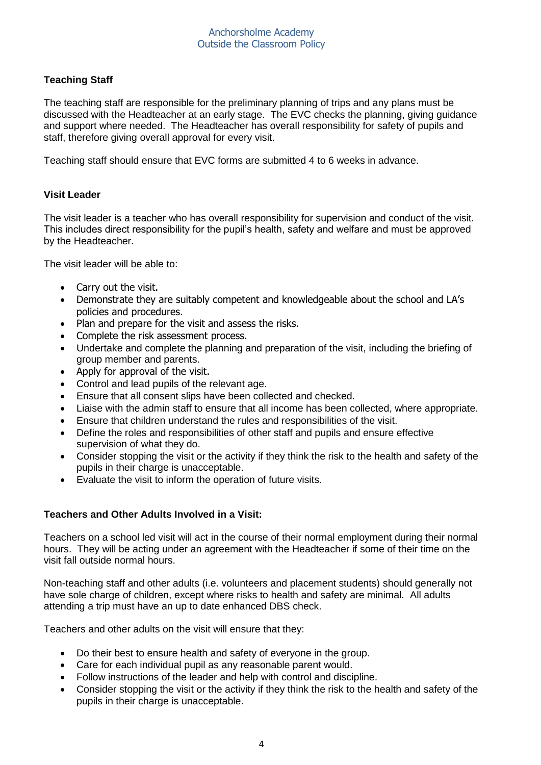**Teaching Staff**

The teaching staff are responsible for the preliminary planning of trips and any plans must be discussed with the Headteacher at an early stage. The EVC checks the planning, giving guidance and support where needed. The Headteacher has overall responsibility for safety of pupils and staff, therefore giving overall approval for every visit.

Teaching staff should ensure that EVC forms are submitted 4 to 6 weeks in advance.

**Visit Leader**

The visit leader is a teacher who has overall responsibility for supervision and conduct of the visit. This includes direct responsibility for the pupil's health, safety and welfare and must be approved by the Headteacher.

The visit leader will be able to:

- Carry out the visit.
- Demonstrate they are suitably competent and knowledgeable about the school and LA's policies and procedures.
- Plan and prepare for the visit and assess the risks.
- Complete the risk assessment process.
- Undertake and complete the planning and preparation of the visit, including the briefing of group member and parents.
- Apply for approval of the visit.
- Control and lead pupils of the relevant age.
- Ensure that all consent slips have been collected and checked.
- Liaise with the admin staff to ensure that all income has been collected, where appropriate.
- Ensure that children understand the rules and responsibilities of the visit.
- Define the roles and responsibilities of other staff and pupils and ensure effective supervision of what they do.
- Consider stopping the visit or the activity if they think the risk to the health and safety of the pupils in their charge is unacceptable.
- Evaluate the visit to inform the operation of future visits.

**Teachers and Other Adults Involved in a Visit:**

Teachers on a school led visit will act in the course of their normal employment during their normal hours. They will be acting under an agreement with the Headteacher if some of their time on the visit fall outside normal hours.

Non-teaching staff and other adults (i.e. volunteers and placement students) should generally not have sole charge of children, except where risks to health and safety are minimal. All adults attending a trip must have an up to date enhanced DBS check.

Teachers and other adults on the visit will ensure that they:

- Do their best to ensure health and safety of everyone in the group.
- Care for each individual pupil as any reasonable parent would.
- Follow instructions of the leader and help with control and discipline.
- Consider stopping the visit or the activity if they think the risk to the health and safety of the pupils in their charge is unacceptable.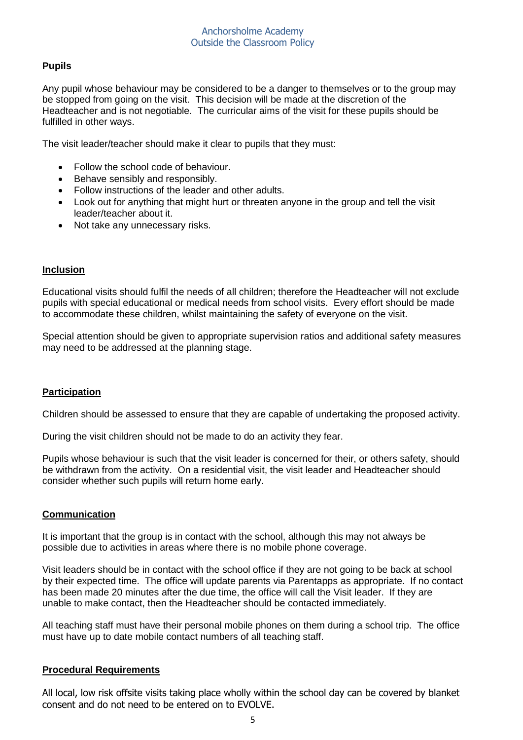**Pupils**

Any pupil whose behaviour may be considered to be a danger to themselves or to the group may be stopped from going on the visit. This decision will be made at the discretion of the Headteacher and is not negotiable. The curricular aims of the visit for these pupils should be fulfilled in other ways.

The visit leader/teacher should make it clear to pupils that they must:

- Follow the school code of behaviour.
- Behave sensibly and responsibly.
- Follow instructions of the leader and other adults.
- Look out for anything that might hurt or threaten anyone in the group and tell the visit leader/teacher about it.
- Not take any unnecessary risks.

**Inclusion**

Educational visits should fulfil the needs of all children; therefore the Headteacher will not exclude pupils with special educational or medical needs from school visits. Every effort should be made to accommodate these children, whilst maintaining the safety of everyone on the visit.

Special attention should be given to appropriate supervision ratios and additional safety measures may need to be addressed at the planning stage.

**Participation**

Children should be assessed to ensure that they are capable of undertaking the proposed activity.

During the visit children should not be made to do an activity they fear.

Pupils whose behaviour is such that the visit leader is concerned for their, or others safety, should be withdrawn from the activity. On a residential visit, the visit leader and Headteacher should consider whether such pupils will return home early.

**Communication**

It is important that the group is in contact with the school, although this may not always be possible due to activities in areas where there is no mobile phone coverage.

Visit leaders should be in contact with the school office if they are not going to be back at school by their expected time. The office will update parents via Parentapps as appropriate. If no contact has been made 20 minutes after the due time, the office will call the Visit leader. If they are unable to make contact, then the Headteacher should be contacted immediately.

All teaching staff must have their personal mobile phones on them during a school trip. The office must have up to date mobile contact numbers of all teaching staff.

**Procedural Requirements**

All local, low risk offsite visits taking place wholly within the school day can be covered by blanket consent and do not need to be entered on to EVOLVE.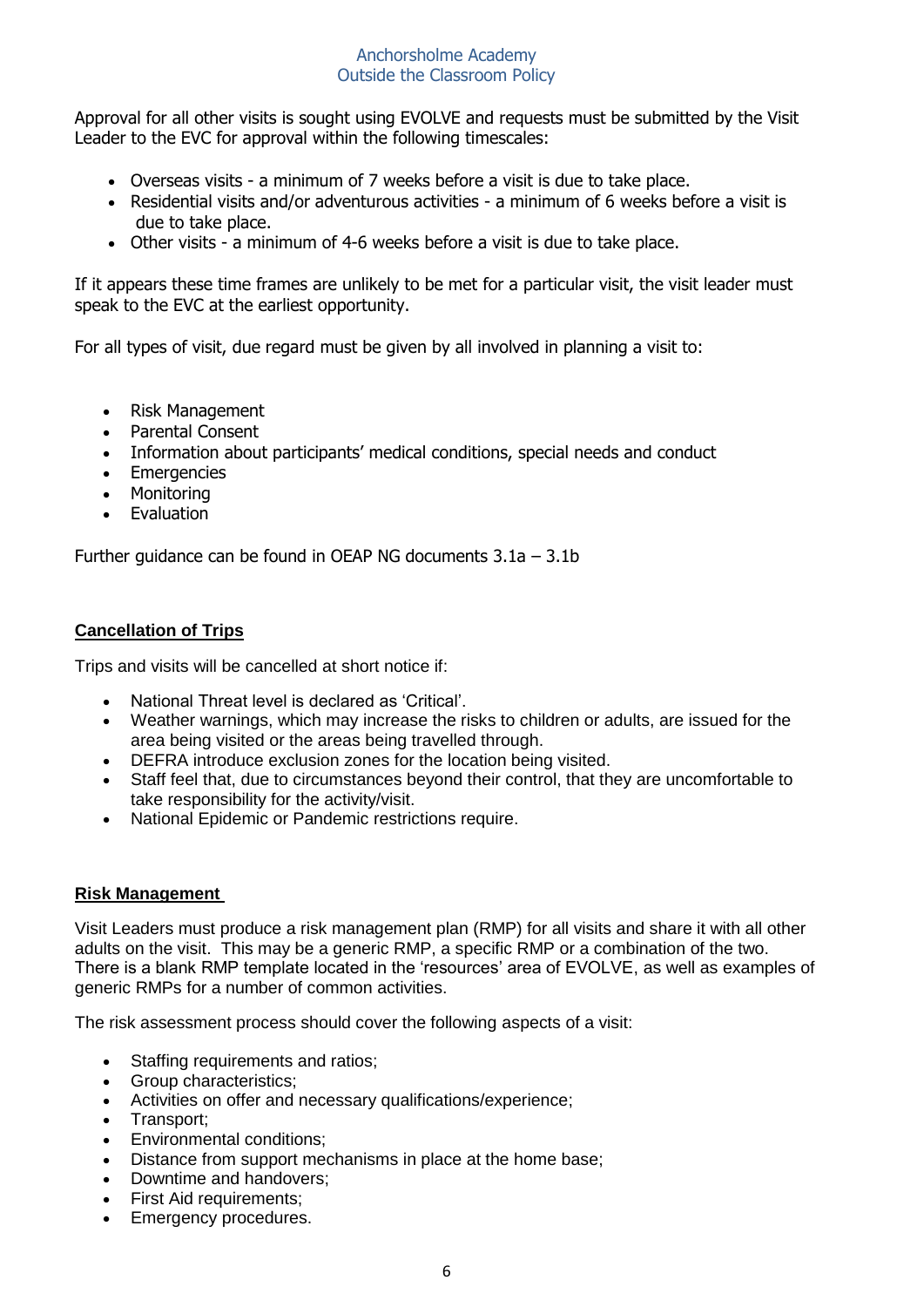Approval for all other visits is sought using EVOLVE and requests must be submitted by the Visit Leader to the EVC for approval within the following timescales:

- Overseas visits - a minimum of 7 weeks before a visit is due to take place.
- Residential visits and/or adventurous activities - a minimum of 6 weeks before a visit is due to take place.
- Other visits - a minimum of 4-6 weeks before a visit is due to take place.

If it appears these time frames are unlikely to be met for a particular visit, the visit leader must speak to the EVC at the earliest opportunity.

For all types of visit, due regard must be given by all involved in planning a visit to:

- Risk Management
- Parental Consent
- Information about participants' medical conditions, special needs and conduct
- Emergencies
- Monitoring
- Evaluation

Further guidance can be found in OEAP NG documents 3.1a – 3.1b

## Cancellation of Trips

Trips and visits will be cancelled at short notice if:

- National Threat level is declared as 'Critical'.
- Weather warnings, which may increase the risks to children or adults, are issued for the area being visited or the areas being travelled through.
- DEFRA introduce exclusion zones for the location being visited.
- Staff feel that, due to circumstances beyond their control, that they are uncomfortable to take responsibility for the activity/visit.
- National Epidemic or Pandemic restrictions require.

## Risk Management

Visit Leaders must produce a risk management plan (RMP) for all visits and share it with all other adults on the visit. This may be a generic RMP, a specific RMP or a combination of the two. There is a blank RMP template located in the 'resources' area of EVOLVE, as well as examples of generic RMPs for a number of common activities.

The risk assessment process should cover the following aspects of a visit:

- Staffing requirements and ratios;
- Group characteristics;
- Activities on offer and necessary qualifications/experience;
- Transport;
- Environmental conditions;
- Distance from support mechanisms in place at the home base;
- Downtime and handovers;
- First Aid requirements;
- Emergency procedures.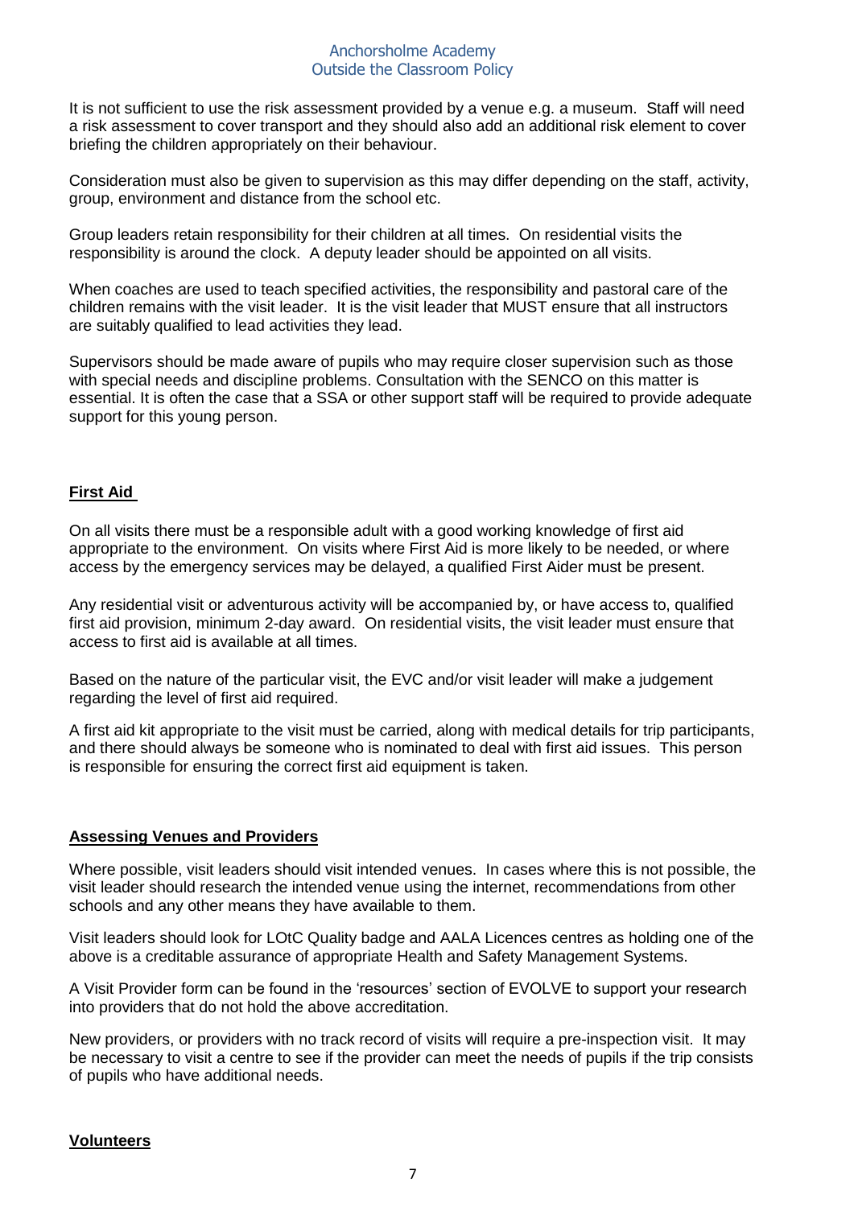It is not sufficient to use the risk assessment provided by a venue e.g. a museum. Staff will need a risk assessment to cover transport and they should also add an additional risk element to cover briefing the children appropriately on their behaviour.

Consideration must also be given to supervision as this may differ depending on the staff, activity, group, environment and distance from the school etc.

Group leaders retain responsibility for their children at all times. On residential visits the responsibility is around the clock. A deputy leader should be appointed on all visits.

When coaches are used to teach specified activities, the responsibility and pastoral care of the children remains with the visit leader. It is the visit leader that MUST ensure that all instructors are suitably qualified to lead activities they lead.

Supervisors should be made aware of pupils who may require closer supervision such as those with special needs and discipline problems. Consultation with the SENCO on this matter is essential. It is often the case that a SSA or other support staff will be required to provide adequate support for this young person.

## First Aid

On all visits there must be a responsible adult with a good working knowledge of first aid appropriate to the environment. On visits where First Aid is more likely to be needed, or where access by the emergency services may be delayed, a qualified First Aider must be present.

Any residential visit or adventurous activity will be accompanied by, or have access to, qualified first aid provision, minimum 2-day award. On residential visits, the visit leader must ensure that access to first aid is available at all times.

Based on the nature of the particular visit, the EVC and/or visit leader will make a judgement regarding the level of first aid required.

A first aid kit appropriate to the visit must be carried, along with medical details for trip participants, and there should always be someone who is nominated to deal with first aid issues. This person is responsible for ensuring the correct first aid equipment is taken.

## Assessing Venues and Providers

Where possible, visit leaders should visit intended venues. In cases where this is not possible, the visit leader should research the intended venue using the internet, recommendations from other schools and any other means they have available to them.

Visit leaders should look for LOtC Quality badge and AALA Licences centres as holding one of the above is a creditable assurance of appropriate Health and Safety Management Systems.

A Visit Provider form can be found in the 'resources' section of EVOLVE to support your research into providers that do not hold the above accreditation.

New providers, or providers with no track record of visits will require a pre-inspection visit. It may be necessary to visit a centre to see if the provider can meet the needs of pupils if the trip consists of pupils who have additional needs.

## Volunteers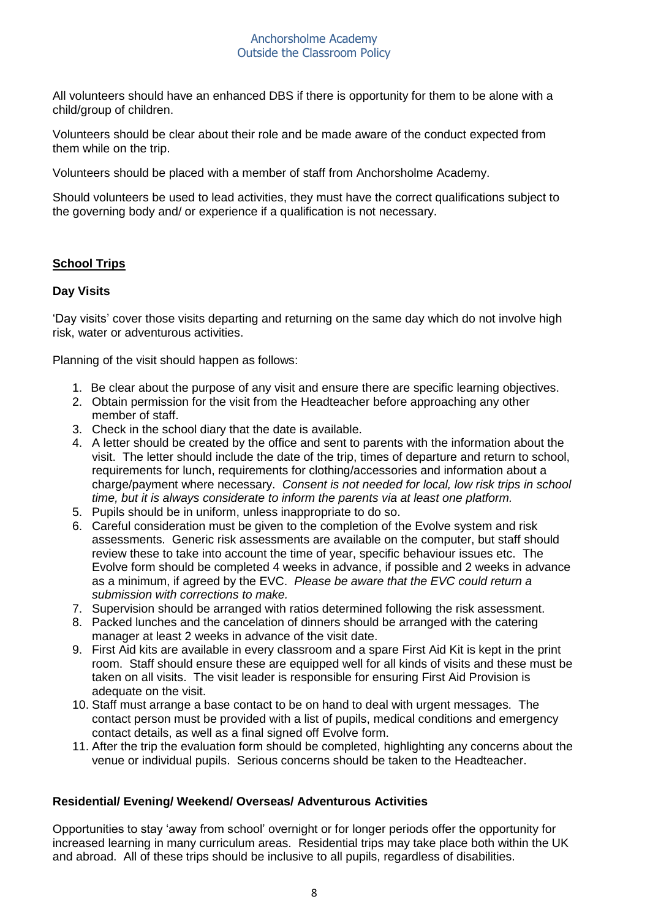All volunteers should have an enhanced DBS if there is opportunity for them to be alone with a child/group of children.

Volunteers should be clear about their role and be made aware of the conduct expected from them while on the trip.

Volunteers should be placed with a member of staff from Anchorsholme Academy.

Should volunteers be used to lead activities, they must have the correct qualifications subject to the governing body and/ or experience if a qualification is not necessary.

## <u>School Trips</u>

### Day Visits

'Day visits' cover those visits departing and returning on the same day which do not involve high risk, water or adventurous activities.

Planning of the visit should happen as follows:

1. Be clear about the purpose of any visit and ensure there are specific learning objectives.
2. Obtain permission for the visit from the Headteacher before approaching any other member of staff.
3. Check in the school diary that the date is available.
4. A letter should be created by the office and sent to parents with the information about the visit. The letter should include the date of the trip, times of departure and return to school, requirements for lunch, requirements for clothing/accessories and information about a charge/payment where necessary. *Consent is not needed for local, low risk trips in school time, but it is always considerate to inform the parents via at least one platform.*
5. Pupils should be in uniform, unless inappropriate to do so.
6. Careful consideration must be given to the completion of the Evolve system and risk assessments. Generic risk assessments are available on the computer, but staff should review these to take into account the time of year, specific behaviour issues etc. The Evolve form should be completed 4 weeks in advance, if possible and 2 weeks in advance as a minimum, if agreed by the EVC. *Please be aware that the EVC could return a submission with corrections to make.*
7. Supervision should be arranged with ratios determined following the risk assessment.
8. Packed lunches and the cancelation of dinners should be arranged with the catering manager at least 2 weeks in advance of the visit date.
9. First Aid kits are available in every classroom and a spare First Aid Kit is kept in the print room. Staff should ensure these are equipped well for all kinds of visits and these must be taken on all visits. The visit leader is responsible for ensuring First Aid Provision is adequate on the visit.
10. Staff must arrange a base contact to be on hand to deal with urgent messages. The contact person must be provided with a list of pupils, medical conditions and emergency contact details, as well as a final signed off Evolve form.
11. After the trip the evaluation form should be completed, highlighting any concerns about the venue or individual pupils. Serious concerns should be taken to the Headteacher.

### Residential/ Evening/ Weekend/ Overseas/ Adventurous Activities

Opportunities to stay 'away from school' overnight or for longer periods offer the opportunity for increased learning in many curriculum areas. Residential trips may take place both within the UK and abroad. All of these trips should be inclusive to all pupils, regardless of disabilities.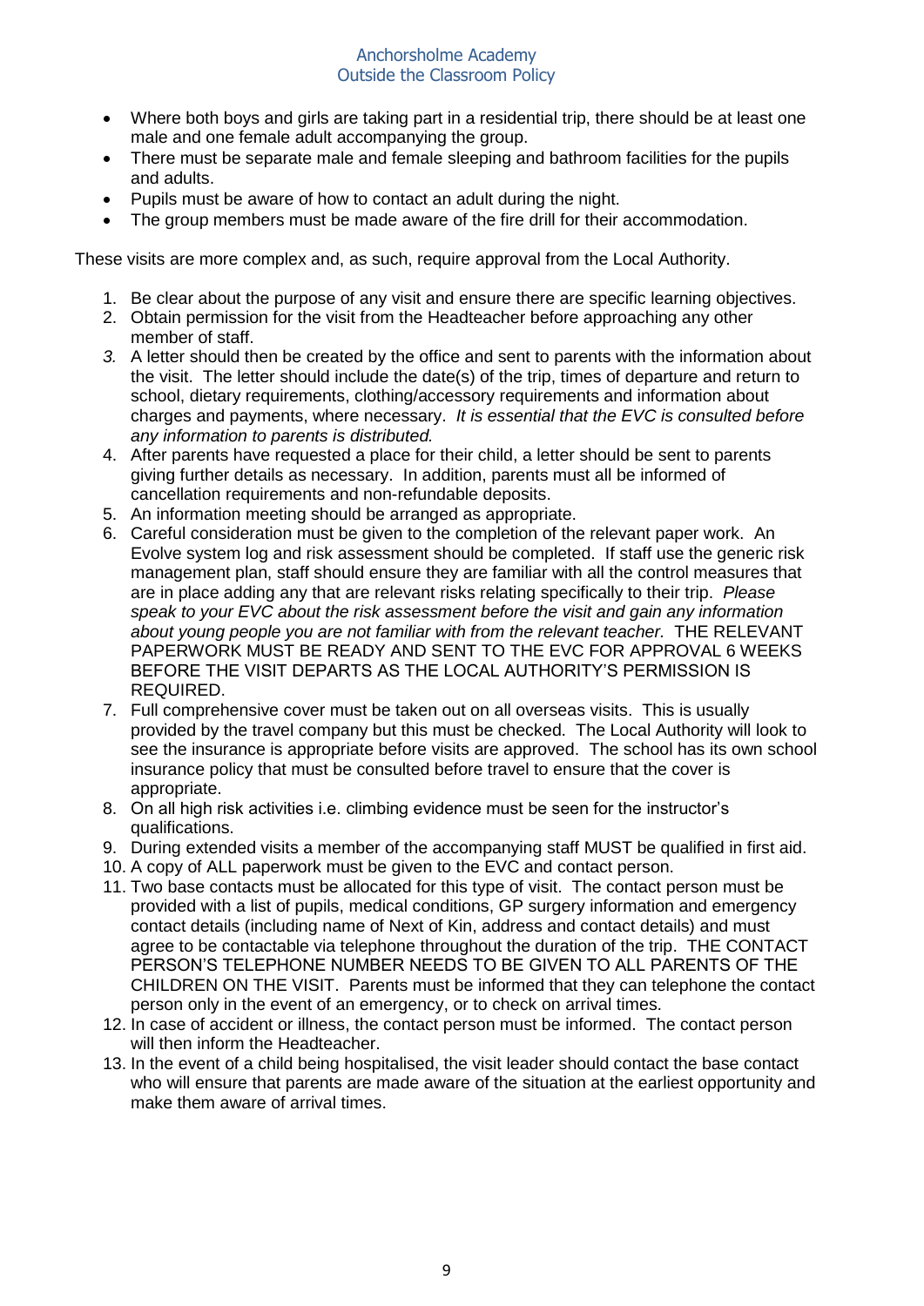- Where both boys and girls are taking part in a residential trip, there should be at least one male and one female adult accompanying the group.
- There must be separate male and female sleeping and bathroom facilities for the pupils and adults.
- Pupils must be aware of how to contact an adult during the night.
- The group members must be made aware of the fire drill for their accommodation.

These visits are more complex and, as such, require approval from the Local Authority.

1. Be clear about the purpose of any visit and ensure there are specific learning objectives.
2. Obtain permission for the visit from the Headteacher before approaching any other member of staff.
3. A letter should then be created by the office and sent to parents with the information about the visit. The letter should include the date(s) of the trip, times of departure and return to school, dietary requirements, clothing/accessory requirements and information about charges and payments, where necessary. *It is essential that the EVC is consulted before any information to parents is distributed.*
4. After parents have requested a place for their child, a letter should be sent to parents giving further details as necessary. In addition, parents must all be informed of cancellation requirements and non-refundable deposits.
5. An information meeting should be arranged as appropriate.
6. Careful consideration must be given to the completion of the relevant paper work. An Evolve system log and risk assessment should be completed. If staff use the generic risk management plan, staff should ensure they are familiar with all the control measures that are in place adding any that are relevant risks relating specifically to their trip. *Please speak to your EVC about the risk assessment before the visit and gain any information about young people you are not familiar with from the relevant teacher.* THE RELEVANT PAPERWORK MUST BE READY AND SENT TO THE EVC FOR APPROVAL 6 WEEKS BEFORE THE VISIT DEPARTS AS THE LOCAL AUTHORITY'S PERMISSION IS REQUIRED.
7. Full comprehensive cover must be taken out on all overseas visits. This is usually provided by the travel company but this must be checked. The Local Authority will look to see the insurance is appropriate before visits are approved. The school has its own school insurance policy that must be consulted before travel to ensure that the cover is appropriate.
8. On all high risk activities i.e. climbing evidence must be seen for the instructor's qualifications.
9. During extended visits a member of the accompanying staff MUST be qualified in first aid.
10. A copy of ALL paperwork must be given to the EVC and contact person.
11. Two base contacts must be allocated for this type of visit. The contact person must be provided with a list of pupils, medical conditions, GP surgery information and emergency contact details (including name of Next of Kin, address and contact details) and must agree to be contactable via telephone throughout the duration of the trip. THE CONTACT PERSON'S TELEPHONE NUMBER NEEDS TO BE GIVEN TO ALL PARENTS OF THE CHILDREN ON THE VISIT. Parents must be informed that they can telephone the contact person only in the event of an emergency, or to check on arrival times.
12. In case of accident or illness, the contact person must be informed. The contact person will then inform the Headteacher.
13. In the event of a child being hospitalised, the visit leader should contact the base contact who will ensure that parents are made aware of the situation at the earliest opportunity and make them aware of arrival times.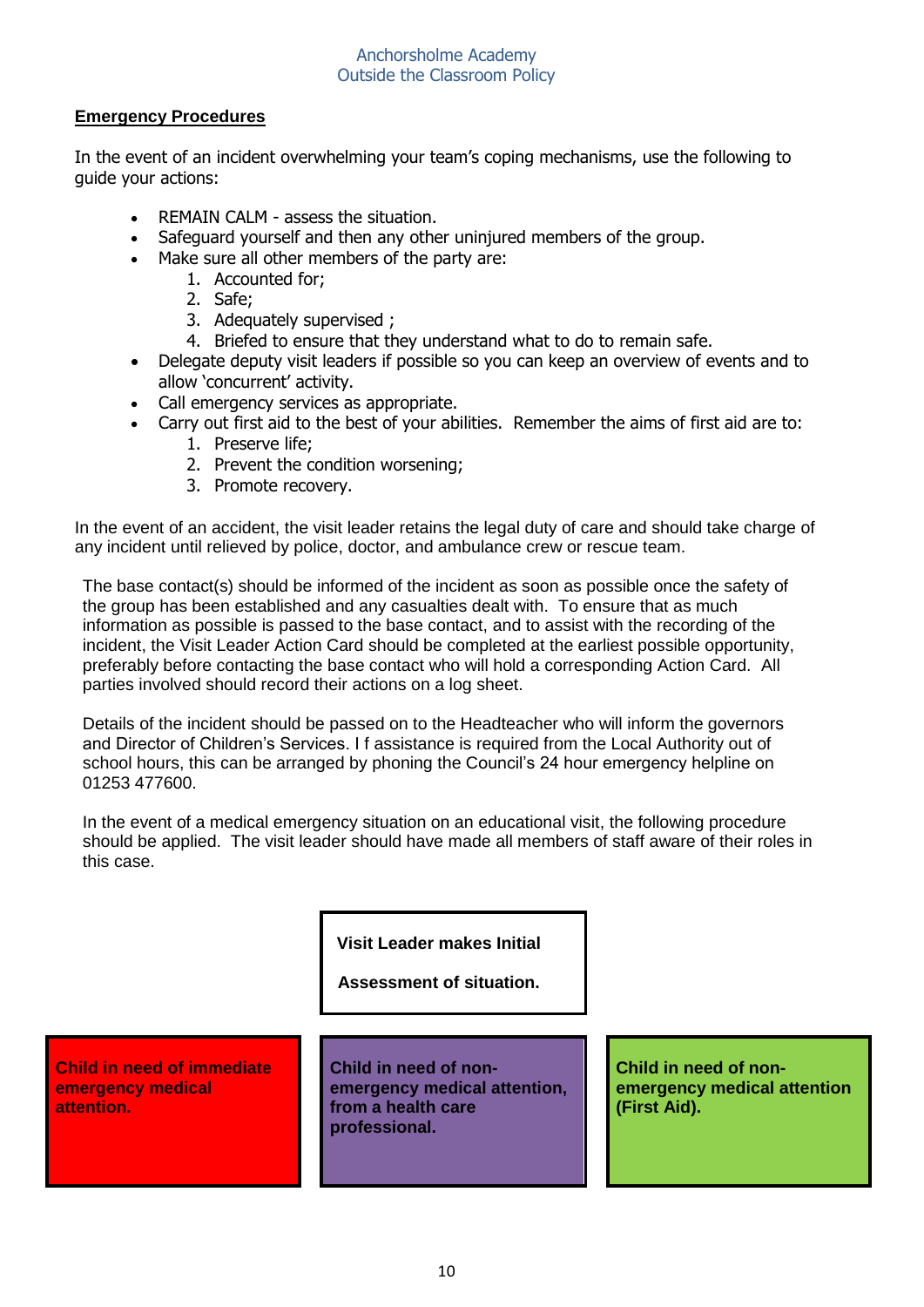## Emergency Procedures

In the event of an incident overwhelming your team's coping mechanisms, use the following to guide your actions:

- REMAIN CALM - assess the situation.
- Safeguard yourself and then any other uninjured members of the group.
- Make sure all other members of the party are:
  1. Accounted for;
  2. Safe;
  3. Adequately supervised ;
  4. Briefed to ensure that they understand what to do to remain safe.
- Delegate deputy visit leaders if possible so you can keep an overview of events and to allow 'concurrent' activity.
- Call emergency services as appropriate.
- Carry out first aid to the best of your abilities. Remember the aims of first aid are to:
  1. Preserve life;
  2. Prevent the condition worsening;
  3. Promote recovery.

In the event of an accident, the visit leader retains the legal duty of care and should take charge of any incident until relieved by police, doctor, and ambulance crew or rescue team.

The base contact(s) should be informed of the incident as soon as possible once the safety of the group has been established and any casualties dealt with. To ensure that as much information as possible is passed to the base contact, and to assist with the recording of the incident, the Visit Leader Action Card should be completed at the earliest possible opportunity, preferably before contacting the base contact who will hold a corresponding Action Card. All parties involved should record their actions on a log sheet.

Details of the incident should be passed on to the Headteacher who will inform the governors and Director of Children's Services. I f assistance is required from the Local Authority out of school hours, this can be arranged by phoning the Council's 24 hour emergency helpline on 01253 477600.

In the event of a medical emergency situation on an educational visit, the following procedure should be applied. The visit leader should have made all members of staff aware of their roles in this case.

**Visit Leader makes Initial Assessment of situation.**

| **Child in need of immediate emergency medical attention.** | **Child in need of non-emergency medical attention, from a health care professional.** | **Child in need of non-emergency medical attention (First Aid).** |
|---|---|---|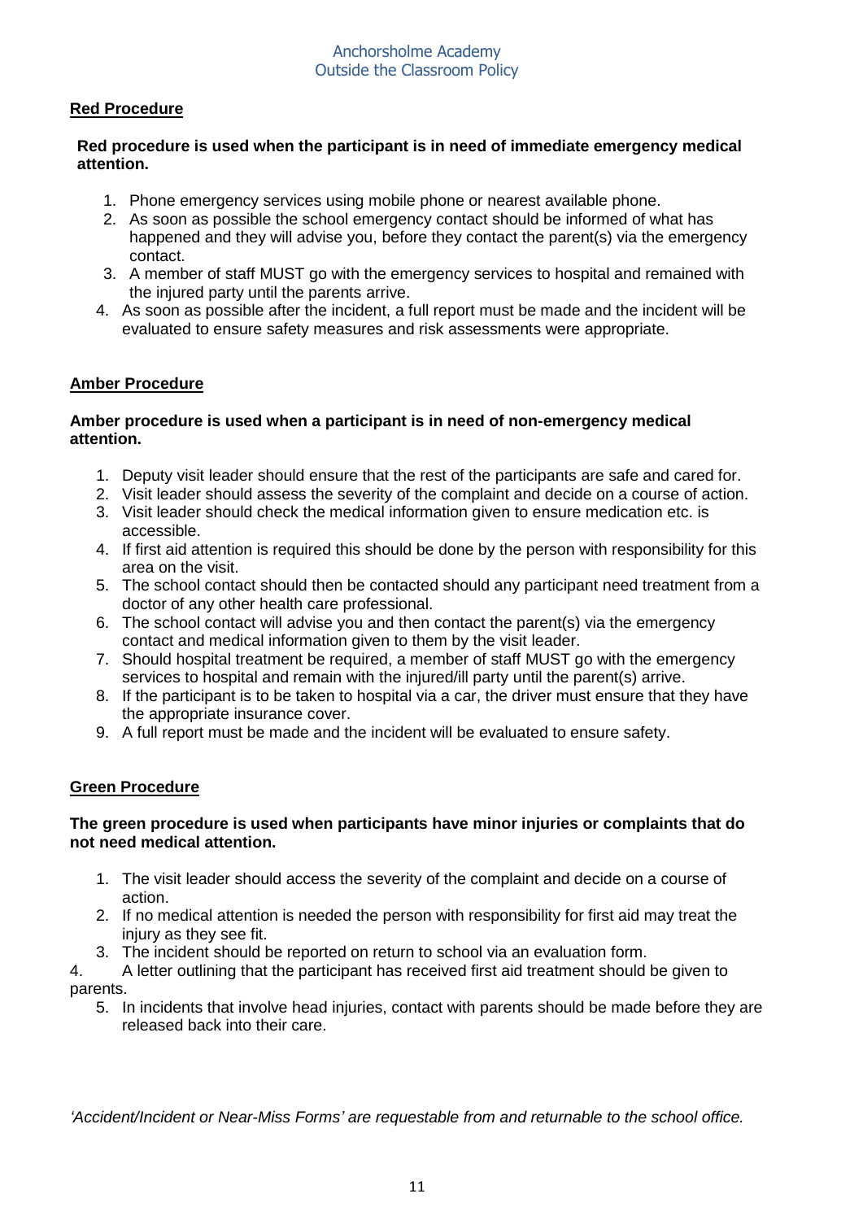## Red Procedure

**Red procedure is used when the participant is in need of immediate emergency medical attention.**

1. Phone emergency services using mobile phone or nearest available phone.
2. As soon as possible the school emergency contact should be informed of what has happened and they will advise you, before they contact the parent(s) via the emergency contact.
3. A member of staff MUST go with the emergency services to hospital and remained with the injured party until the parents arrive.
4. As soon as possible after the incident, a full report must be made and the incident will be evaluated to ensure safety measures and risk assessments were appropriate.

## Amber Procedure

**Amber procedure is used when a participant is in need of non-emergency medical attention.**

1. Deputy visit leader should ensure that the rest of the participants are safe and cared for.
2. Visit leader should assess the severity of the complaint and decide on a course of action.
3. Visit leader should check the medical information given to ensure medication etc. is accessible.
4. If first aid attention is required this should be done by the person with responsibility for this area on the visit.
5. The school contact should then be contacted should any participant need treatment from a doctor of any other health care professional.
6. The school contact will advise you and then contact the parent(s) via the emergency contact and medical information given to them by the visit leader.
7. Should hospital treatment be required, a member of staff MUST go with the emergency services to hospital and remain with the injured/ill party until the parent(s) arrive.
8. If the participant is to be taken to hospital via a car, the driver must ensure that they have the appropriate insurance cover.
9. A full report must be made and the incident will be evaluated to ensure safety.

## Green Procedure

**The green procedure is used when participants have minor injuries or complaints that do not need medical attention.**

1. The visit leader should access the severity of the complaint and decide on a course of action.
2. If no medical attention is needed the person with responsibility for first aid may treat the injury as they see fit.
3. The incident should be reported on return to school via an evaluation form.
4. A letter outlining that the participant has received first aid treatment should be given to parents.
5. In incidents that involve head injuries, contact with parents should be made before they are released back into their care.

*'Accident/Incident or Near-Miss Forms' are requestable from and returnable to the school office.*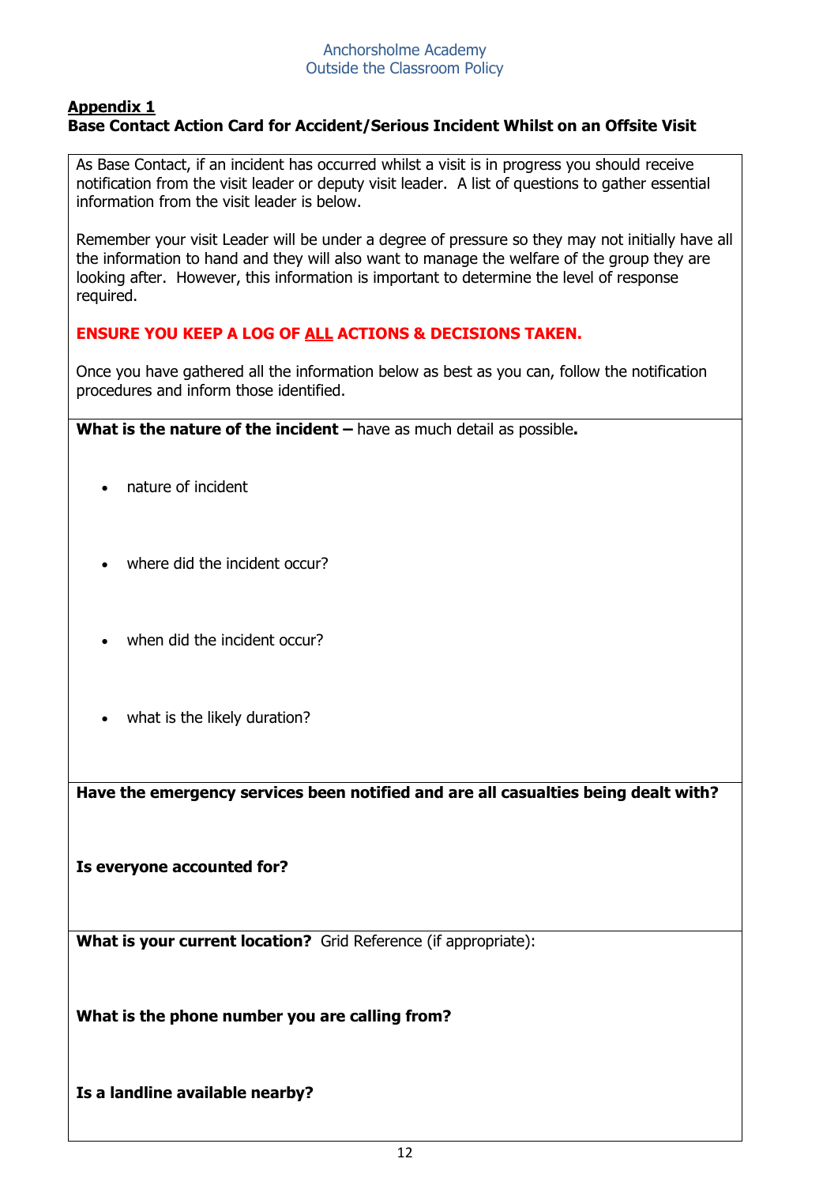## Appendix 1

### Base Contact Action Card for Accident/Serious Incident Whilst on an Offsite Visit

As Base Contact, if an incident has occurred whilst a visit is in progress you should receive notification from the visit leader or deputy visit leader. A list of questions to gather essential information from the visit leader is below.

Remember your visit Leader will be under a degree of pressure so they may not initially have all the information to hand and they will also want to manage the welfare of the group they are looking after. However, this information is important to determine the level of response required.

**ENSURE YOU KEEP A LOG OF ALL ACTIONS & DECISIONS TAKEN.**

Once you have gathered all the information below as best as you can, follow the notification procedures and inform those identified.

**What is the nature of the incident –** have as much detail as possible**.**

- nature of incident
- where did the incident occur?
- when did the incident occur?
- what is the likely duration?

**Have the emergency services been notified and are all casualties being dealt with?**

**Is everyone accounted for?**

**What is your current location?** Grid Reference (if appropriate):

**What is the phone number you are calling from?**

**Is a landline available nearby?**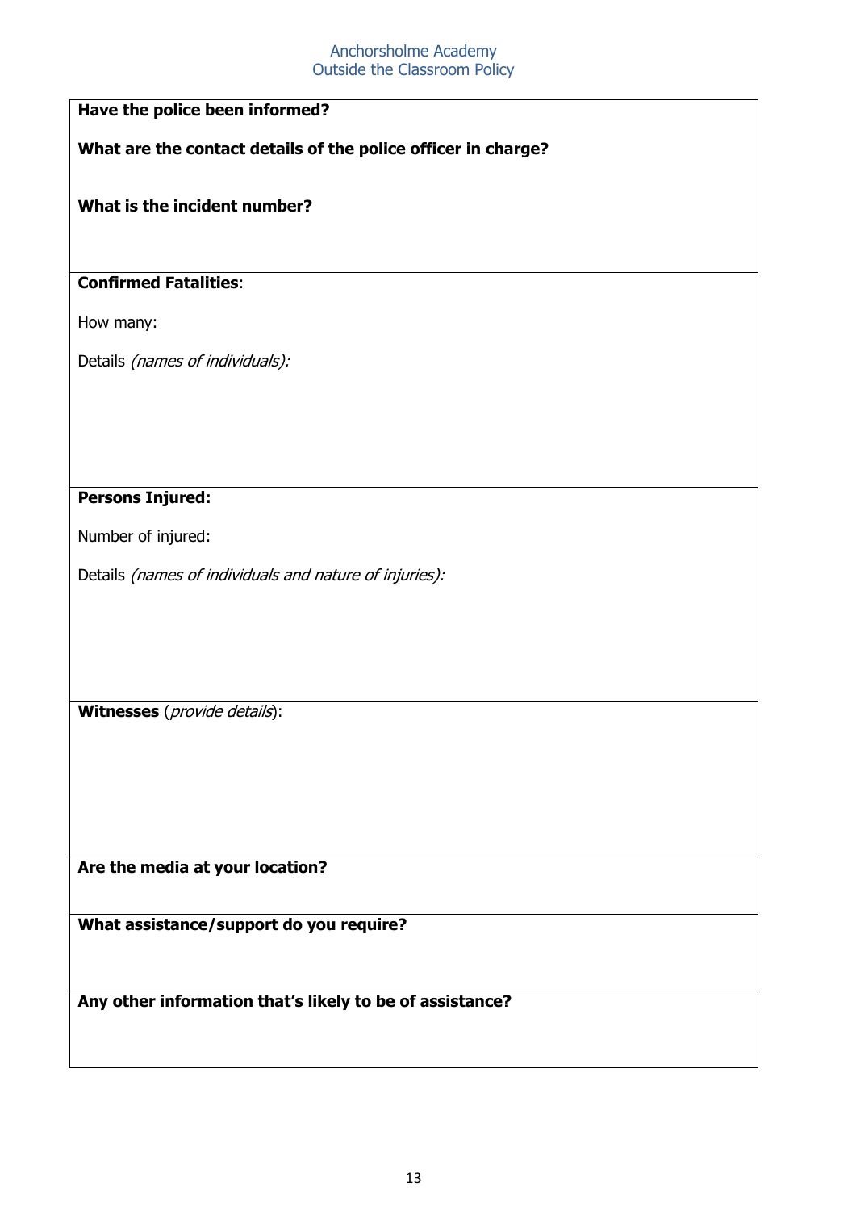**Have the police been informed?**

**What are the contact details of the police officer in charge?**

**What is the incident number?**

---

**Confirmed Fatalities**:

How many:

Details *(names of individuals):*

---

**Persons Injured:**

Number of injured:

Details *(names of individuals and nature of injuries):*

---

**Witnesses** (*provide details*):

---

**Are the media at your location?**

---

**What assistance/support do you require?**

---

**Any other information that's likely to be of assistance?**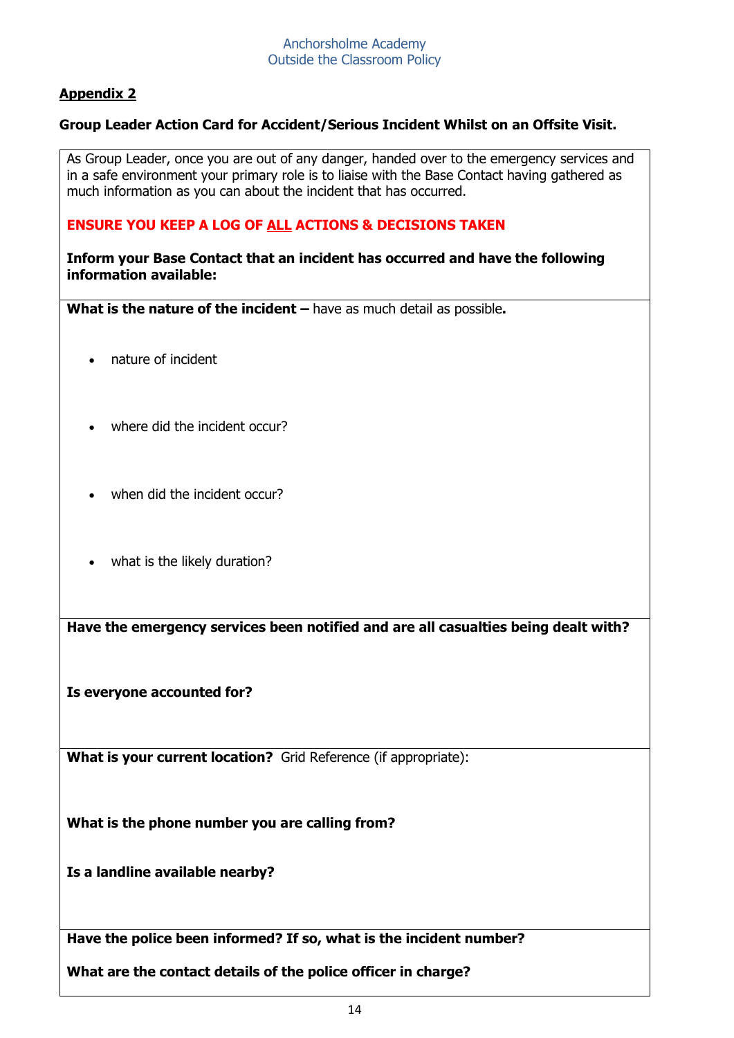## Appendix 2

**Group Leader Action Card for Accident/Serious Incident Whilst on an Offsite Visit.**

As Group Leader, once you are out of any danger, handed over to the emergency services and in a safe environment your primary role is to liaise with the Base Contact having gathered as much information as you can about the incident that has occurred.

**ENSURE YOU KEEP A LOG OF ALL ACTIONS & DECISIONS TAKEN**

**Inform your Base Contact that an incident has occurred and have the following information available:**

**What is the nature of the incident –** have as much detail as possible**.**

- nature of incident
- where did the incident occur?
- when did the incident occur?
- what is the likely duration?

**Have the emergency services been notified and are all casualties being dealt with?**

**Is everyone accounted for?**

**What is your current location?** Grid Reference (if appropriate):

**What is the phone number you are calling from?**

**Is a landline available nearby?**

**Have the police been informed? If so, what is the incident number?**

**What are the contact details of the police officer in charge?**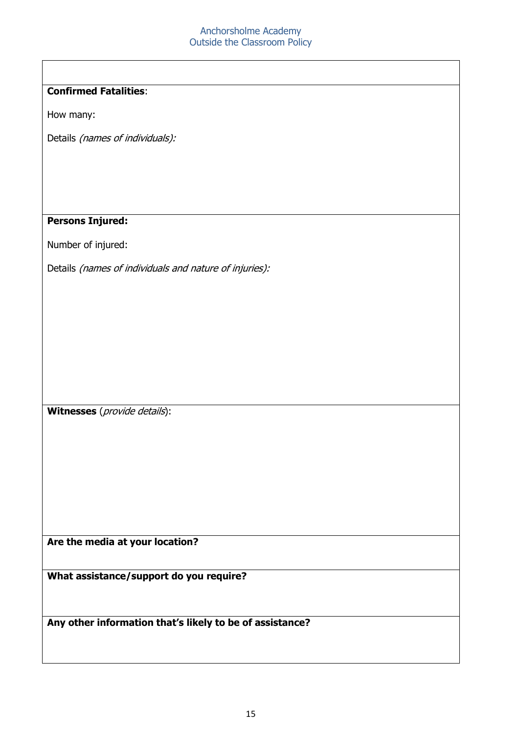**Confirmed Fatalities**:

How many:

Details *(names of individuals):*

**Persons Injured:**

Number of injured:

Details *(names of individuals and nature of injuries):*

**Witnesses** (*provide details*):

**Are the media at your location?**

**What assistance/support do you require?**

**Any other information that's likely to be of assistance?**